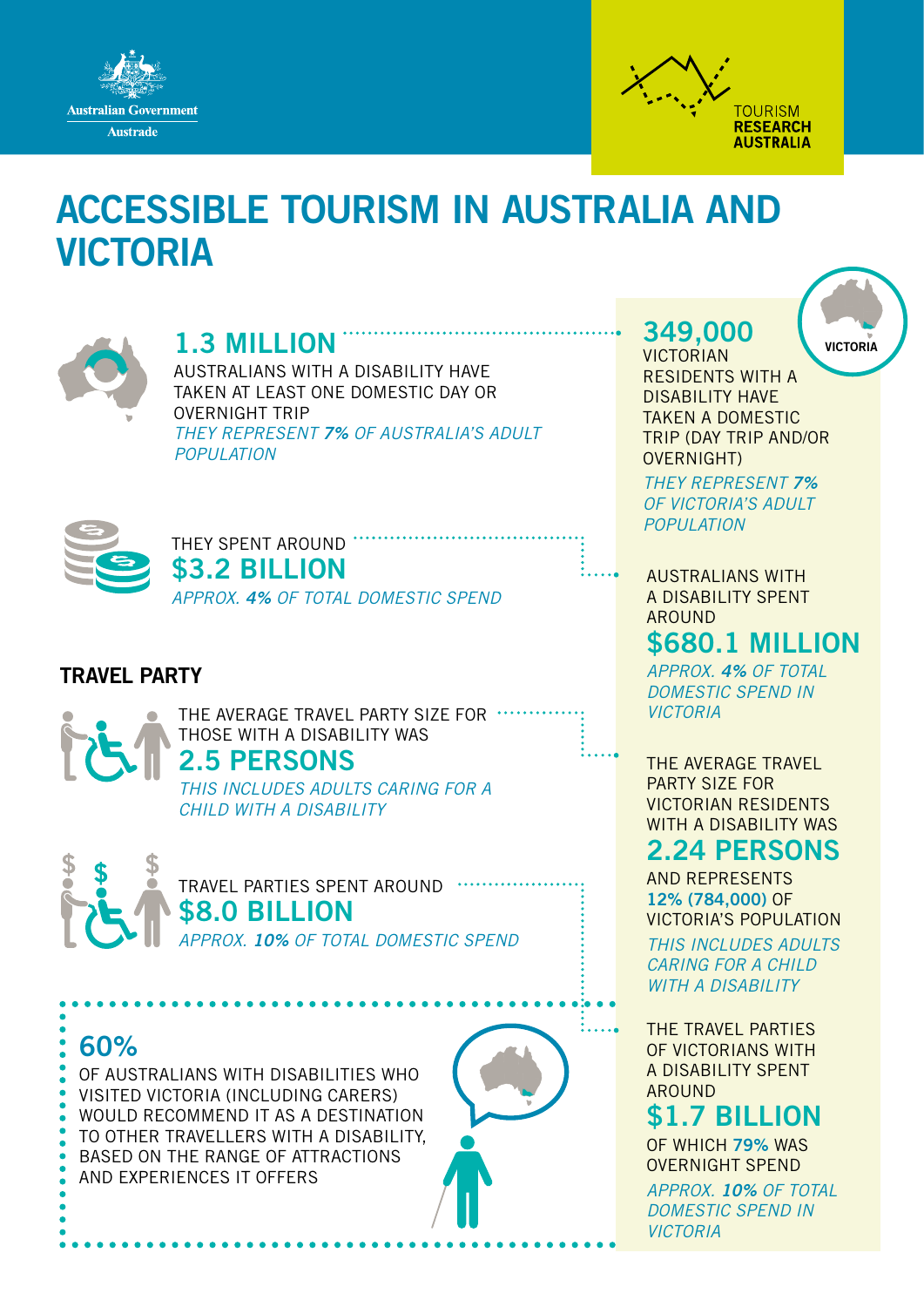Australian Government
Austrade

TOURISM
RESEARCH
AUSTRALIA

# ACCESSIBLE TOURISM IN AUSTRALIA AND VICTORIA

## 1.3 MILLION

AUSTRALIANS WITH A DISABILITY HAVE TAKEN AT LEAST ONE DOMESTIC DAY OR OVERNIGHT TRIP

*THEY REPRESENT **7%** OF AUSTRALIA'S ADULT POPULATION*

THEY SPENT AROUND

## $3.2 BILLION

*APPROX. **4%** OF TOTAL DOMESTIC SPEND*

### TRAVEL PARTY

THE AVERAGE TRAVEL PARTY SIZE FOR THOSE WITH A DISABILITY WAS

## 2.5 PERSONS

*THIS INCLUDES ADULTS CARING FOR A CHILD WITH A DISABILITY*

TRAVEL PARTIES SPENT AROUND

## $8.0 BILLION

*APPROX. **10%** OF TOTAL DOMESTIC SPEND*

## 60%

OF AUSTRALIANS WITH DISABILITIES WHO VISITED VICTORIA (INCLUDING CARERS) WOULD RECOMMEND IT AS A DESTINATION TO OTHER TRAVELLERS WITH A DISABILITY, BASED ON THE RANGE OF ATTRACTIONS AND EXPERIENCES IT OFFERS

---

VICTORIA

## 349,000

VICTORIAN RESIDENTS WITH A DISABILITY HAVE TAKEN A DOMESTIC TRIP (DAY TRIP AND/OR OVERNIGHT)

*THEY REPRESENT **7%** OF VICTORIA'S ADULT POPULATION*

AUSTRALIANS WITH A DISABILITY SPENT AROUND

## $680.1 MILLION

*APPROX. **4%** OF TOTAL DOMESTIC SPEND IN VICTORIA*

THE AVERAGE TRAVEL PARTY SIZE FOR VICTORIAN RESIDENTS WITH A DISABILITY WAS

## 2.24 PERSONS

AND REPRESENTS **12% (784,000)** OF VICTORIA'S POPULATION

*THIS INCLUDES ADULTS CARING FOR A CHILD WITH A DISABILITY*

THE TRAVEL PARTIES OF VICTORIANS WITH A DISABILITY SPENT AROUND

## $1.7 BILLION

OF WHICH **79%** WAS OVERNIGHT SPEND

*APPROX. **10%** OF TOTAL DOMESTIC SPEND IN VICTORIA*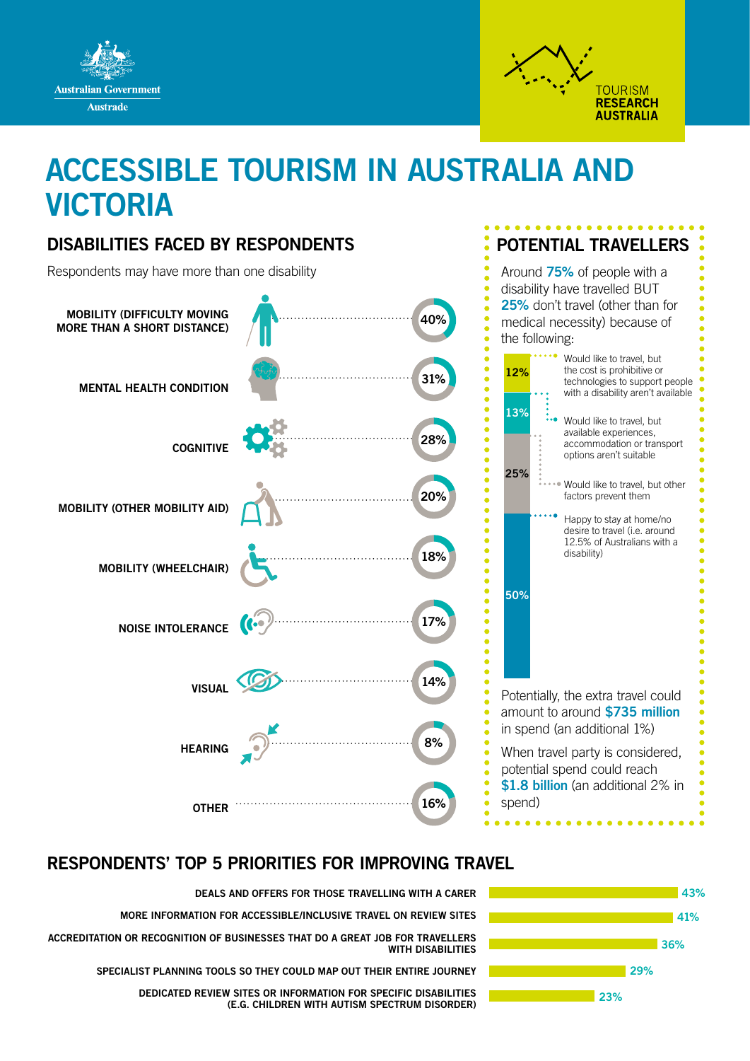Australian Government
Austrade

TOURISM RESEARCH AUSTRALIA

# ACCESSIBLE TOURISM IN AUSTRALIA AND VICTORIA

## DISABILITIES FACED BY RESPONDENTS

Respondents may have more than one disability

MOBILITY (DIFFICULTY MOVING MORE THAN A SHORT DISTANCE) 40%

MENTAL HEALTH CONDITION 31%

COGNITIVE 28%

MOBILITY (OTHER MOBILITY AID) 20%

MOBILITY (WHEELCHAIR) 18%

NOISE INTOLERANCE 17%

VISUAL 14%

HEARING 8%

OTHER 16%

## POTENTIAL TRAVELLERS

Around **75%** of people with a disability have travelled BUT **25%** don't travel (other than for medical necessity) because of the following:

12% Would like to travel, but the cost is prohibitive or technologies to support people with a disability aren't available

13% Would like to travel, but available experiences, accommodation or transport options aren't suitable

25% Would like to travel, but other factors prevent them

50% Happy to stay at home/no desire to travel (i.e. around 12.5% of Australians with a disability)

Potentially, the extra travel could amount to around **$735 million** in spend (an additional 1%)

When travel party is considered, potential spend could reach **$1.8 billion** (an additional 2% in spend)

## RESPONDENTS' TOP 5 PRIORITIES FOR IMPROVING TRAVEL

DEALS AND OFFERS FOR THOSE TRAVELLING WITH A CARER 43%

MORE INFORMATION FOR ACCESSIBLE/INCLUSIVE TRAVEL ON REVIEW SITES 41%

ACCREDITATION OR RECOGNITION OF BUSINESSES THAT DO A GREAT JOB FOR TRAVELLERS WITH DISABILITIES 36%

SPECIALIST PLANNING TOOLS SO THEY COULD MAP OUT THEIR ENTIRE JOURNEY 29%

DEDICATED REVIEW SITES OR INFORMATION FOR SPECIFIC DISABILITIES (E.G. CHILDREN WITH AUTISM SPECTRUM DISORDER) 23%